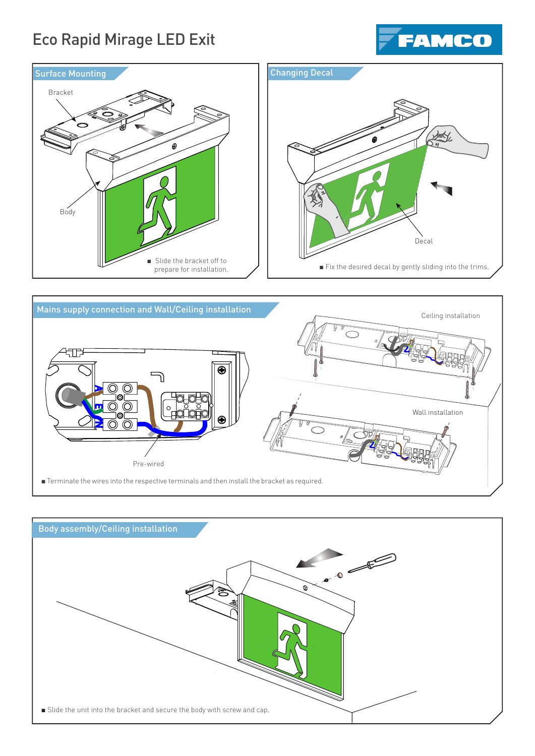# Eco Rapid Mirage LED Exit

FAMCO

## Surface Mounting

Bracket

Body

- Slide the bracket off to prepare for installation.

## Changing Decal

Decal

- Fix the desired decal by gently sliding into the trims.

## Mains supply connection and Wall/Ceiling installation

Ceiling installation

Wall installation

Pre-wired

- Terminate the wires into the respective terminals and then install the bracket as required.

## Body assembly/Ceiling installation

- Slide the unit into the bracket and secure the body with screw and cap.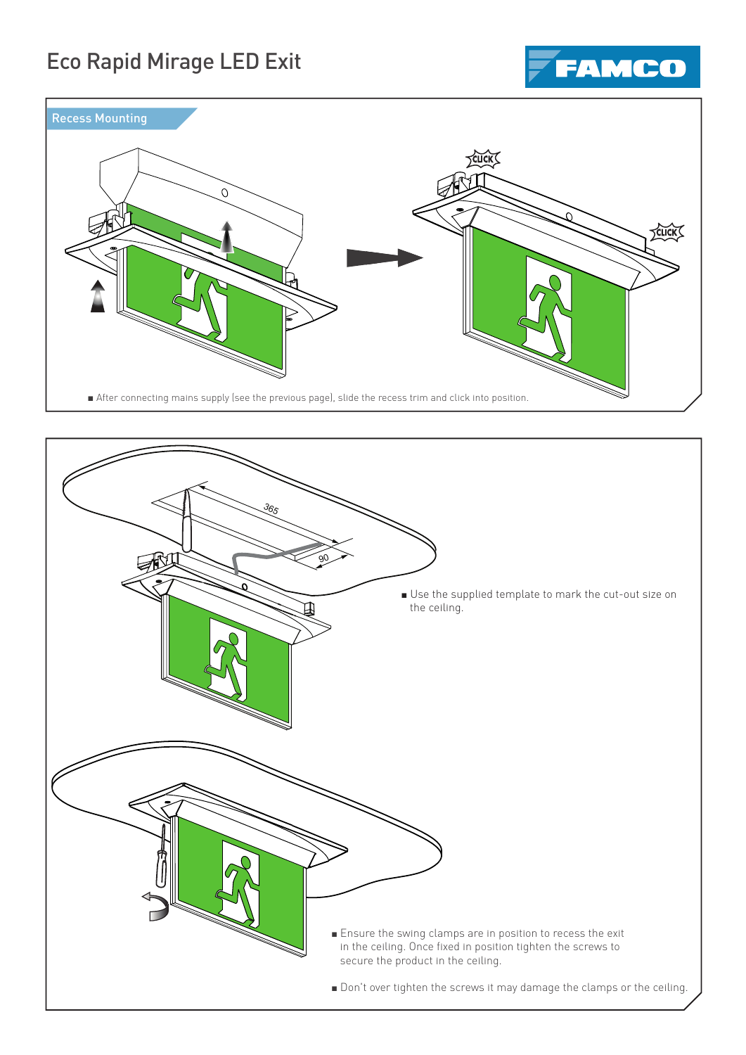# Eco Rapid Mirage LED Exit

## Recess Mounting

- After connecting mains supply (see the previous page), slide the recess trim and click into position.

- Use the supplied template to mark the cut-out size on the ceiling.

- Ensure the swing clamps are in position to recess the exit in the ceiling. Once fixed in position tighten the screws to secure the product in the ceiling.

- Don't over tighten the screws it may damage the clamps or the ceiling.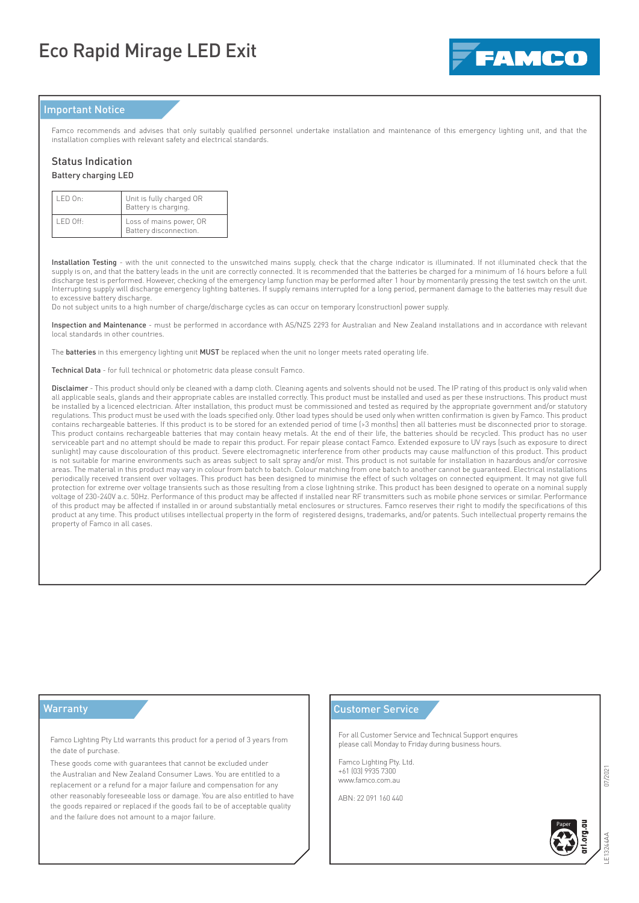# Eco Rapid Mirage LED Exit

FAMCO

## Important Notice

Famco recommends and advises that only suitably qualified personnel undertake installation and maintenance of this emergency lighting unit, and that the installation complies with relevant safety and electrical standards.

### Status Indication

Battery charging LED

| | |
|---|---|
| LED On: | Unit is fully charged OR Battery is charging. |
| LED Off: | Loss of mains power, OR Battery disconnection. |

**Installation Testing** - with the unit connected to the unswitched mains supply, check that the charge indicator is illuminated. If not illuminated check that the supply is on, and that the battery leads in the unit are correctly connected. It is recommended that the batteries be charged for a minimum of 16 hours before a full discharge test is performed. However, checking of the emergency lamp function may be performed after 1 hour by momentarily pressing the test switch on the unit. Interrupting supply will discharge emergency lighting batteries. If supply remains interrupted for a long period, permanent damage to the batteries may result due to excessive battery discharge.

Do not subject units to a high number of charge/discharge cycles as can occur on temporary (construction) power supply.

**Inspection and Maintenance** - must be performed in accordance with AS/NZS 2293 for Australian and New Zealand installations and in accordance with relevant local standards in other countries.

The **batteries** in this emergency lighting unit **MUST** be replaced when the unit no longer meets rated operating life.

**Technical Data** - for full technical or photometric data please consult Famco.

**Disclaimer** - This product should only be cleaned with a damp cloth. Cleaning agents and solvents should not be used. The IP rating of this product is only valid when all applicable seals, glands and their appropriate cables are installed correctly. This product must be installed and used as per these instructions. This product must be installed by a licenced electrician. After installation, this product must be commissioned and tested as required by the appropriate government and/or statutory regulations. This product must be used with the loads specified only. Other load types should be used only when written confirmation is given by Famco. This product contains rechargeable batteries. If this product is to be stored for an extended period of time (>3 months) then all batteries must be disconnected prior to storage. This product contains rechargeable batteries that may contain heavy metals. At the end of their life, the batteries should be recycled. This product has no user serviceable part and no attempt should be made to repair this product. For repair please contact Famco. Extended exposure to UV rays (such as exposure to direct sunlight) may cause discolouration of this product. Severe electromagnetic interference from other products may cause malfunction of this product. This product is not suitable for marine environments such as areas subject to salt spray and/or mist. This product is not suitable for installation in hazardous and/or corrosive areas. The material in this product may vary in colour from batch to batch. Colour matching from one batch to another cannot be guaranteed. Electrical installations periodically received transient over voltages. This product has been designed to minimise the effect of such voltages on connected equipment. It may not give full protection for extreme over voltage transients such as those resulting from a close lightning strike. This product has been designed to operate on a nominal supply voltage of 230-240V a.c. 50Hz. Performance of this product may be affected if installed near RF transmitters such as mobile phone services or similar. Performance of this product may be affected if installed in or around substantially metal enclosures or structures. Famco reserves their right to modify the specifications of this product at any time. This product utilises intellectual property in the form of registered designs, trademarks, and/or patents. Such intellectual property remains the property of Famco in all cases.

## Warranty

Famco Lighting Pty Ltd warrants this product for a period of 3 years from the date of purchase.

These goods come with guarantees that cannot be excluded under the Australian and New Zealand Consumer Laws. You are entitled to a replacement or a refund for a major failure and compensation for any other reasonably foreseeable loss or damage. You are also entitled to have the goods repaired or replaced if the goods fail to be of acceptable quality and the failure does not amount to a major failure.

## Customer Service

For all Customer Service and Technical Support enquires please call Monday to Friday during business hours.

Famco Lighting Pty. Ltd.
+61 (03) 9935 7300
www.famco.com.au

ABN: 22 091 160 440

Paper arl.org.au

LE13244AA 07/2021